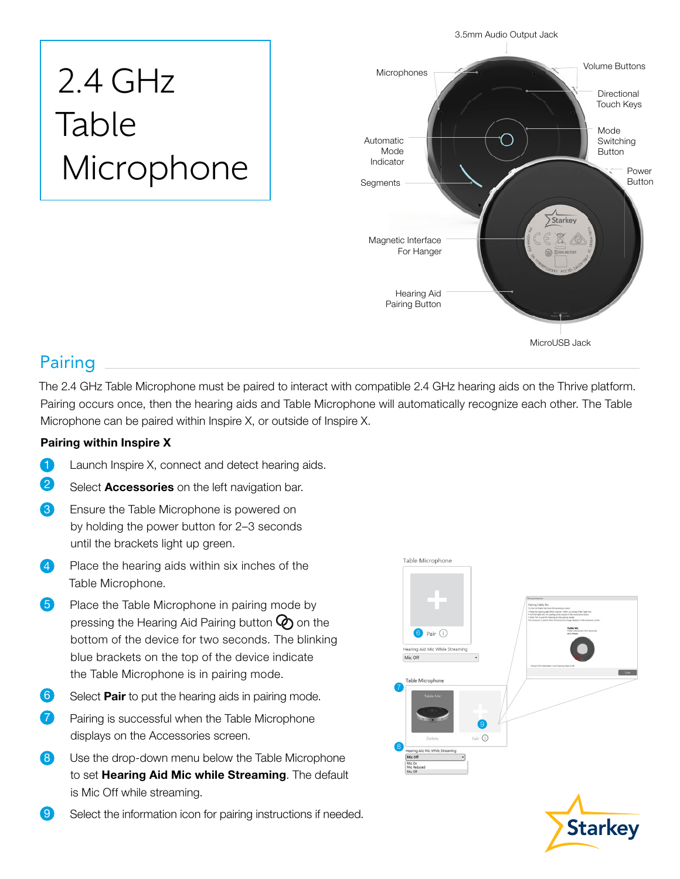// 2.4 GHz Table Microphone

3.5mm Audio Output Jack

Microphones

Volume Buttons

Directional Touch Keys

Mode Switching Button

Automatic Mode Indicator

Segments

Power Button

Magnetic Interface For Hanger

Hearing Aid Pairing Button

MicroUSB Jack

## Pairing

The 2.4 GHz Table Microphone must be paired to interact with compatible 2.4 GHz hearing aids on the Thrive platform. Pairing occurs once, then the hearing aids and Table Microphone will automatically recognize each other. The Table Microphone can be paired within Inspire X, or outside of Inspire X.

### Pairing within Inspire X

1. Launch Inspire X, connect and detect hearing aids.
2. Select **Accessories** on the left navigation bar.
3. Ensure the Table Microphone is powered on by holding the power button for 2–3 seconds until the brackets light up green.
4. Place the hearing aids within six inches of the Table Microphone.
5. Place the Table Microphone in pairing mode by pressing the Hearing Aid Pairing button on the bottom of the device for two seconds. The blinking blue brackets on the top of the device indicate the Table Microphone is in pairing mode.
6. Select **Pair** to put the hearing aids in pairing mode.
7. Pairing is successful when the Table Microphone displays on the Accessories screen.
8. Use the drop-down menu below the Table Microphone to set **Hearing Aid Mic while Streaming**. The default is Mic Off while streaming.
9. Select the information icon for pairing instructions if needed.

Table Microphone

Pair

Hearing Aid Mic While Streaming

Mic Off

Table Microphone

Table Mic

Delete

Pair

Hearing Aid Mic While Streaming

Mic Off

Mic On
Mic Reduced
Mic Off

Starkey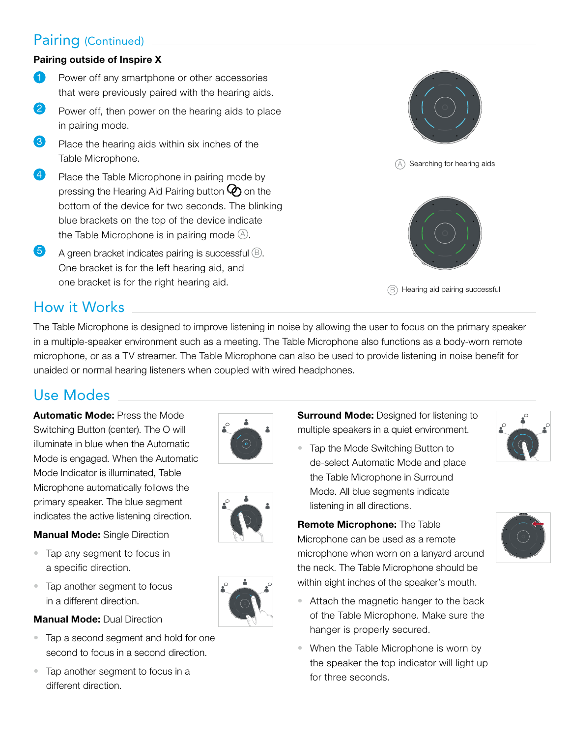## Pairing (Continued)

**Pairing outside of Inspire X**

1. Power off any smartphone or other accessories that were previously paired with the hearing aids.
2. Power off, then power on the hearing aids to place in pairing mode.
3. Place the hearing aids within six inches of the Table Microphone.
4. Place the Table Microphone in pairing mode by pressing the Hearing Aid Pairing button on the bottom of the device for two seconds. The blinking blue brackets on the top of the device indicate the Table Microphone is in pairing mode Ⓐ.
5. A green bracket indicates pairing is successful Ⓑ. One bracket is for the left hearing aid, and one bracket is for the right hearing aid.

Ⓐ Searching for hearing aids

Ⓑ Hearing aid pairing successful

## How it Works

The Table Microphone is designed to improve listening in noise by allowing the user to focus on the primary speaker in a multiple-speaker environment such as a meeting. The Table Microphone also functions as a body-worn remote microphone, or as a TV streamer. The Table Microphone can also be used to provide listening in noise benefit for unaided or normal hearing listeners when coupled with wired headphones.

## Use Modes

**Automatic Mode:** Press the Mode Switching Button (center). The O will illuminate in blue when the Automatic Mode is engaged. When the Automatic Mode Indicator is illuminated, Table Microphone automatically follows the primary speaker. The blue segment indicates the active listening direction.

**Manual Mode:** Single Direction

- Tap any segment to focus in a specific direction.
- Tap another segment to focus in a different direction.

**Manual Mode:** Dual Direction

- Tap a second segment and hold for one second to focus in a second direction.
- Tap another segment to focus in a different direction.

**Surround Mode:** Designed for listening to multiple speakers in a quiet environment.

- Tap the Mode Switching Button to de-select Automatic Mode and place the Table Microphone in Surround Mode. All blue segments indicate listening in all directions.

**Remote Microphone:** The Table Microphone can be used as a remote microphone when worn on a lanyard around the neck. The Table Microphone should be within eight inches of the speaker's mouth.

- Attach the magnetic hanger to the back of the Table Microphone. Make sure the hanger is properly secured.
- When the Table Microphone is worn by the speaker the top indicator will light up for three seconds.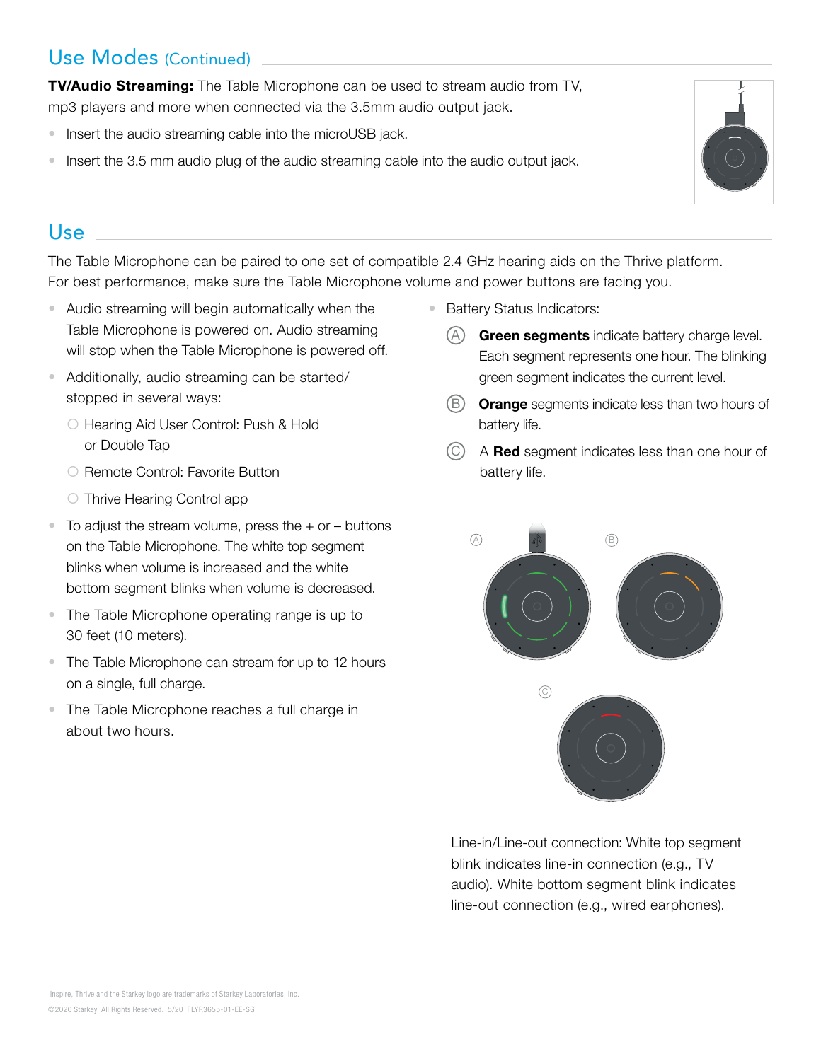## Use Modes (Continued)

**TV/Audio Streaming:** The Table Microphone can be used to stream audio from TV, mp3 players and more when connected via the 3.5mm audio output jack.

- Insert the audio streaming cable into the microUSB jack.
- Insert the 3.5 mm audio plug of the audio streaming cable into the audio output jack.

## Use

The Table Microphone can be paired to one set of compatible 2.4 GHz hearing aids on the Thrive platform. For best performance, make sure the Table Microphone volume and power buttons are facing you.

- Audio streaming will begin automatically when the Table Microphone is powered on. Audio streaming will stop when the Table Microphone is powered off.
- Additionally, audio streaming can be started/stopped in several ways:
  - Hearing Aid User Control: Push & Hold or Double Tap
  - Remote Control: Favorite Button
  - Thrive Hearing Control app
- To adjust the stream volume, press the + or – buttons on the Table Microphone. The white top segment blinks when volume is increased and the white bottom segment blinks when volume is decreased.
- The Table Microphone operating range is up to 30 feet (10 meters).
- The Table Microphone can stream for up to 12 hours on a single, full charge.
- The Table Microphone reaches a full charge in about two hours.
- Battery Status Indicators:
  - (A) **Green segments** indicate battery charge level. Each segment represents one hour. The blinking green segment indicates the current level.
  - (B) **Orange** segments indicate less than two hours of battery life.
  - (C) A **Red** segment indicates less than one hour of battery life.

A

B

C

Line-in/Line-out connection: White top segment blink indicates line-in connection (e.g., TV audio). White bottom segment blink indicates line-out connection (e.g., wired earphones).

Inspire, Thrive and the Starkey logo are trademarks of Starkey Laboratories, Inc.

©2020 Starkey. All Rights Reserved. 5/20 FLYR3655-01-EE-SG